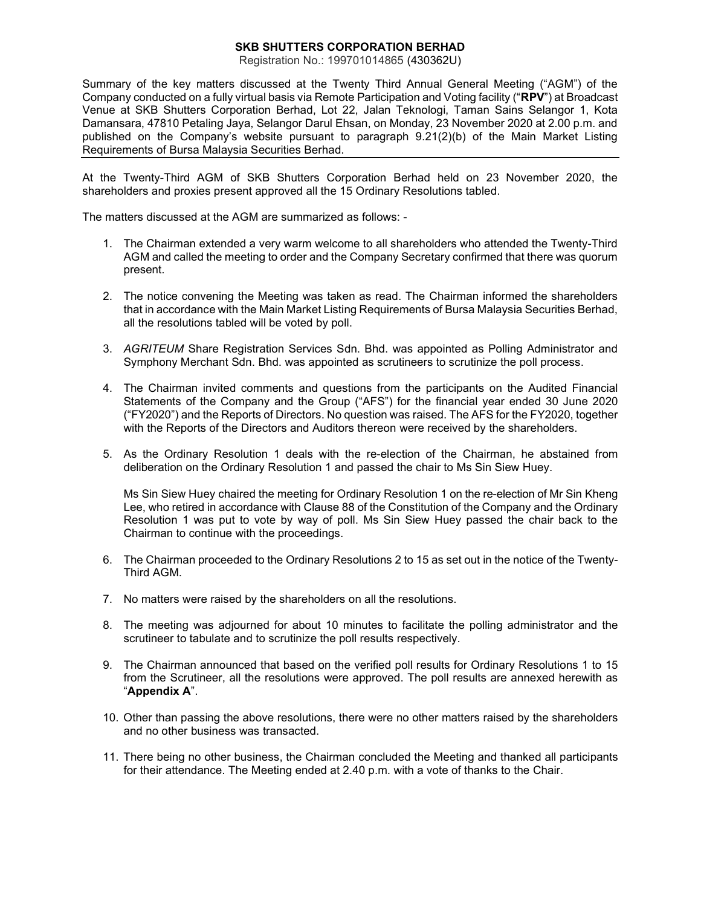**SKB SHUTTERS CORPORATION BERHAD**

Registration No.: 199701014865 (430362U)

Summary of the key matters discussed at the Twenty Third Annual General Meeting ("AGM") of the Company conducted on a fully virtual basis via Remote Participation and Voting facility ("**RPV**") at Broadcast Venue at SKB Shutters Corporation Berhad, Lot 22, Jalan Teknologi, Taman Sains Selangor 1, Kota Damansara, 47810 Petaling Jaya, Selangor Darul Ehsan, on Monday, 23 November 2020 at 2.00 p.m. and published on the Company's website pursuant to paragraph 9.21(2)(b) of the Main Market Listing Requirements of Bursa Malaysia Securities Berhad.

---

At the Twenty-Third AGM of SKB Shutters Corporation Berhad held on 23 November 2020, the shareholders and proxies present approved all the 15 Ordinary Resolutions tabled.

The matters discussed at the AGM are summarized as follows: -

1. The Chairman extended a very warm welcome to all shareholders who attended the Twenty-Third AGM and called the meeting to order and the Company Secretary confirmed that there was quorum present.

2. The notice convening the Meeting was taken as read. The Chairman informed the shareholders that in accordance with the Main Market Listing Requirements of Bursa Malaysia Securities Berhad, all the resolutions tabled will be voted by poll.

3. *AGRITEUM* Share Registration Services Sdn. Bhd. was appointed as Polling Administrator and Symphony Merchant Sdn. Bhd. was appointed as scrutineers to scrutinize the poll process.

4. The Chairman invited comments and questions from the participants on the Audited Financial Statements of the Company and the Group ("AFS") for the financial year ended 30 June 2020 ("FY2020") and the Reports of Directors. No question was raised. The AFS for the FY2020, together with the Reports of the Directors and Auditors thereon were received by the shareholders.

5. As the Ordinary Resolution 1 deals with the re-election of the Chairman, he abstained from deliberation on the Ordinary Resolution 1 and passed the chair to Ms Sin Siew Huey.

   Ms Sin Siew Huey chaired the meeting for Ordinary Resolution 1 on the re-election of Mr Sin Kheng Lee, who retired in accordance with Clause 88 of the Constitution of the Company and the Ordinary Resolution 1 was put to vote by way of poll. Ms Sin Siew Huey passed the chair back to the Chairman to continue with the proceedings.

6. The Chairman proceeded to the Ordinary Resolutions 2 to 15 as set out in the notice of the Twenty-Third AGM.

7. No matters were raised by the shareholders on all the resolutions.

8. The meeting was adjourned for about 10 minutes to facilitate the polling administrator and the scrutineer to tabulate and to scrutinize the poll results respectively.

9. The Chairman announced that based on the verified poll results for Ordinary Resolutions 1 to 15 from the Scrutineer, all the resolutions were approved. The poll results are annexed herewith as "**Appendix A**".

10. Other than passing the above resolutions, there were no other matters raised by the shareholders and no other business was transacted.

11. There being no other business, the Chairman concluded the Meeting and thanked all participants for their attendance. The Meeting ended at 2.40 p.m. with a vote of thanks to the Chair.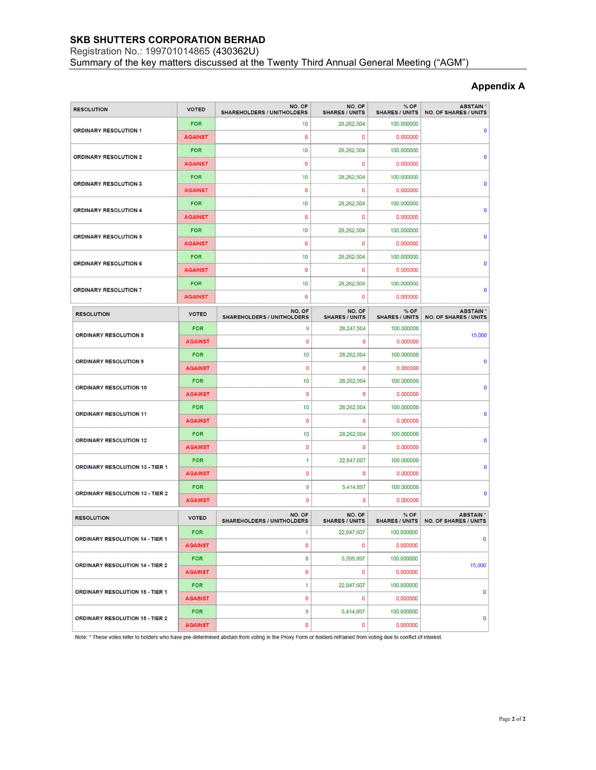**SKB SHUTTERS CORPORATION BERHAD**
Registration No.: 199701014865 (430362U)
Summary of the key matters discussed at the Twenty Third Annual General Meeting ("AGM")

**Appendix A**

| RESOLUTION | VOTED | NO. OF SHAREHOLDERS / UNITHOLDERS | NO. OF SHARES / UNITS | % OF SHARES / UNITS | ABSTAIN * NO. OF SHARES / UNITS |
|---|---|---|---|---|---|
| ORDINARY RESOLUTION 1 | FOR | 10 | 28,262,504 | 100.000000 | 0 |
| | AGAINST | 0 | 0 | 0.000000 | |
| ORDINARY RESOLUTION 2 | FOR | 10 | 28,262,504 | 100.000000 | 0 |
| | AGAINST | 0 | 0 | 0.000000 | |
| ORDINARY RESOLUTION 3 | FOR | 10 | 28,262,504 | 100.000000 | 0 |
| | AGAINST | 0 | 0 | 0.000000 | |
| ORDINARY RESOLUTION 4 | FOR | 10 | 28,262,504 | 100.000000 | 0 |
| | AGAINST | 0 | 0 | 0.000000 | |
| ORDINARY RESOLUTION 5 | FOR | 10 | 28,262,504 | 100.000000 | 0 |
| | AGAINST | 0 | 0 | 0.000000 | |
| ORDINARY RESOLUTION 6 | FOR | 10 | 28,262,504 | 100.000000 | 0 |
| | AGAINST | 0 | 0 | 0.000000 | |
| ORDINARY RESOLUTION 7 | FOR | 10 | 28,262,504 | 100.000000 | 0 |
| | AGAINST | 0 | 0 | 0.000000 | |
| ORDINARY RESOLUTION 8 | FOR | 9 | 28,247,504 | 100.000000 | 15,000 |
| | AGAINST | 0 | 0 | 0.000000 | |
| ORDINARY RESOLUTION 9 | FOR | 10 | 28,262,504 | 100.000000 | 0 |
| | AGAINST | 0 | 0 | 0.000000 | |
| ORDINARY RESOLUTION 10 | FOR | 10 | 28,262,504 | 100.000000 | 0 |
| | AGAINST | 0 | 0 | 0.000000 | |
| ORDINARY RESOLUTION 11 | FOR | 10 | 28,262,504 | 100.000000 | 0 |
| | AGAINST | 0 | 0 | 0.000000 | |
| ORDINARY RESOLUTION 12 | FOR | 10 | 28,262,504 | 100.000000 | 0 |
| | AGAINST | 0 | 0 | 0.000000 | |
| ORDINARY RESOLUTION 13 - TIER 1 | FOR | 1 | 22,847,607 | 100.000000 | 0 |
| | AGAINST | 0 | 0 | 0.000000 | |
| ORDINARY RESOLUTION 13 - TIER 2 | FOR | 9 | 5,414,897 | 100.000000 | 0 |
| | AGAINST | 0 | 0 | 0.000000 | |
| ORDINARY RESOLUTION 14 - TIER 1 | FOR | 1 | 22,847,607 | 100.000000 | 0 |
| | AGAINST | 0 | 0 | 0.000000 | |
| ORDINARY RESOLUTION 14 - TIER 2 | FOR | 8 | 5,399,897 | 100.000000 | 15,000 |
| | AGAINST | 0 | 0 | 0.000000 | |
| ORDINARY RESOLUTION 15 - TIER 1 | FOR | 1 | 22,847,607 | 100.000000 | 0 |
| | AGAINST | 0 | 0 | 0.000000 | |
| ORDINARY RESOLUTION 15 - TIER 2 | FOR | 9 | 5,414,897 | 100.000000 | 0 |
| | AGAINST | 0 | 0 | 0.000000 | |

Note: * These votes refer to holders who have pre-determined abstain from voting in the Proxy Form or holders refrained from voting due to conflict of interest.